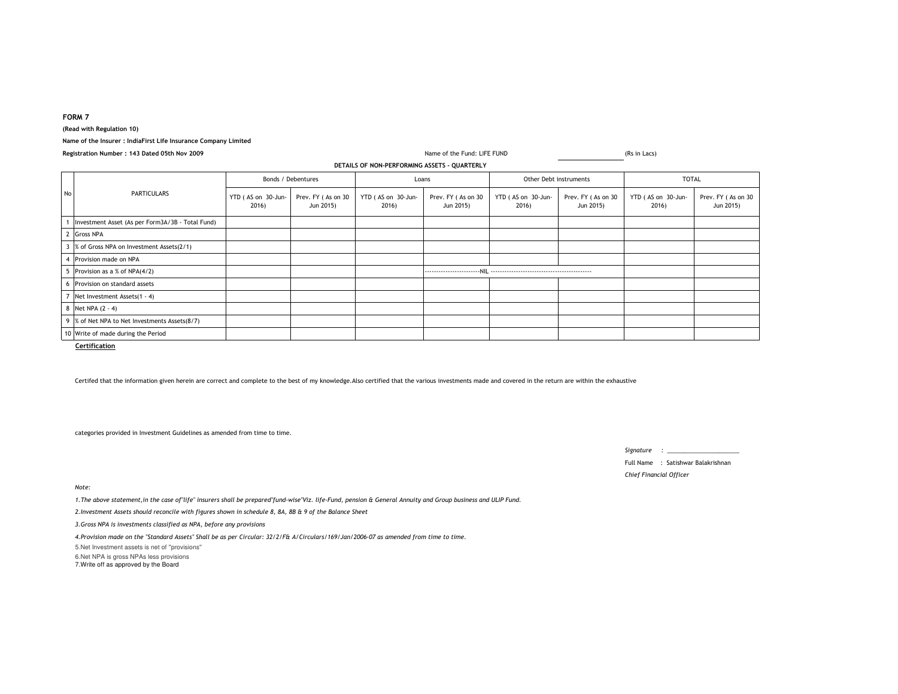**FORM 7**

**(Read with Regulation 10)**

**Name of the Insurer : IndiaFirst Life Insurance Company Limited**

**Registration Number : 143 Dated 05th Nov 2009**

Name of the Fund: LIFE FUND

(Rs in Lacs)

**DETAILS OF NON-PERFORMING ASSETS - QUARTERLY**

| No | PARTICULARS | Bonds / Debentures | | Loans | | Other Debt instruments | | TOTAL | |
|---|---|---|---|---|---|---|---|---|---|
| | | YTD ( AS on 30-Jun-2016) | Prev. FY ( As on 30 Jun 2015) | YTD ( AS on 30-Jun-2016) | Prev. FY ( As on 30 Jun 2015) | YTD ( AS on 30-Jun-2016) | Prev. FY ( As on 30 Jun 2015) | YTD ( AS on 30-Jun-2016) | Prev. FY ( As on 30 Jun 2015) |
| 1 | Investment Asset (As per Form3A/3B - Total Fund) | | | | | | | | |
| 2 | Gross NPA | | | | | | | | |
| 3 | % of Gross NPA on Investment Assets(2/1) | | | | | | | | |
| 4 | Provision made on NPA | | | | | | | | |
| 5 | Provision as a % of NPA(4/2) | | | | ------------------------NIL | ------------------------------------------- | | | |
| 6 | Provision on standard assets | | | | | | | | |
| 7 | Net Investment Assets(1 - 4) | | | | | | | | |
| 8 | Net NPA (2 - 4) | | | | | | | | |
| 9 | % of Net NPA to Net Investments Assets(8/7) | | | | | | | | |
| 10 | Write of made during the Period | | | | | | | | |

**Certification**

Certifed that the information given herein are correct and complete to the best of my knowledge.Also certified that the various investments made and covered in the return are within the exhaustive

categories provided in Investment Guidelines as amended from time to time.

*Signature* : ______________________

Full Name : Satishwar Balakrishnan

*Chief Financial Officer*

*Note:*

*1.The above statement,in the case of"life" insurers shall be prepared"fund-wise"Viz. life-Fund, pension & General Annuity and Group business and ULIP Fund.*

*2.Investment Assets should reconcile with figures shown in schedule 8, 8A, 8B & 9 of the Balance Sheet*

*3.Gross NPA is investments classified as NPA, before any provisions*

*4.Provision made on the "Standard Assets" Shall be as per Circular: 32/2/F& A/Circulars/169/Jan/2006-07 as amended from time to time.*

5.Net Investment assets is net of "provisions"

6.Net NPA is gross NPAs less provisions

7.Write off as approved by the Board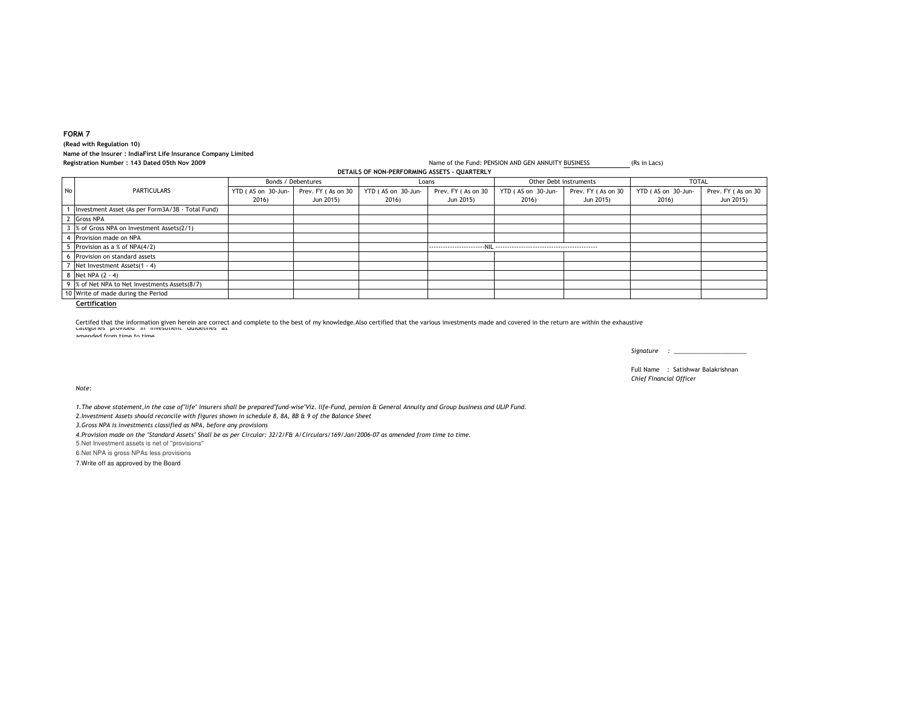**FORM 7**

**(Read with Regulation 10)**

**Name of the Insurer : IndiaFirst Life Insurance Company Limited**

**Registration Number : 143 Dated 05th Nov 2009**

Name of the Fund: PENSION AND GEN ANNUITY BUSINESS (Rs in Lacs)

**DETAILS OF NON-PERFORMING ASSETS - QUARTERLY**

| No | PARTICULARS | Bonds / Debentures | | Loans | | Other Debt instruments | | TOTAL | |
|---|---|---|---|---|---|---|---|---|---|
| | | YTD ( AS on 30-Jun-2016) | Prev. FY ( As on 30 Jun 2015) | YTD ( AS on 30-Jun-2016) | Prev. FY ( As on 30 Jun 2015) | YTD ( AS on 30-Jun-2016) | Prev. FY ( As on 30 Jun 2015) | YTD ( AS on 30-Jun-2016) | Prev. FY ( As on 30 Jun 2015) |
| 1 | Investment Asset (As per Form3A/3B - Total Fund) | | | | | | | | |
| 2 | Gross NPA | | | | | | | | |
| 3 | % of Gross NPA on Investment Assets(2/1) | | | | | | | | |
| 4 | Provision made on NPA | | | | | | | | |
| 5 | Provision as a % of NPA(4/2) | | | | ------------------------NIL ------------------------------------------- | | | | |
| 6 | Provision on standard assets | | | | | | | | |
| 7 | Net Investment Assets(1 - 4) | | | | | | | | |
| 8 | Net NPA (2 - 4) | | | | | | | | |
| 9 | % of Net NPA to Net Investments Assets(8/7) | | | | | | | | |
| 10 | Write of made during the Period | | | | | | | | |

**Certification**

Certifed that the information given herein are correct and complete to the best of my knowledge.Also certified that the various investments made and covered in the return are within the exhaustive categories provided in Investment Guidelines as amended from time to time

*Signature :* ______________________

Full Name : Satishwar Balakrishnan
*Chief Financial Officer*

*Note:*

*1.The above statement,in the case of"life" insurers shall be prepared"fund-wise"Viz. life-Fund, pension & General Annuity and Group business and ULIP Fund.*

*2.Investment Assets should reconcile with figures shown in schedule 8, 8A, 8B & 9 of the Balance Sheet*

*3.Gross NPA is investments classified as NPA, before any provisions*

*4.Provision made on the "Standard Assets" Shall be as per Circular: 32/2/F& A/Circulars/169/Jan/2006-07 as amended from time to time.*

5.Net Investment assets is net of ''provisions''

6.Net NPA is gross NPAs less provisions

7.Write off as approved by the Board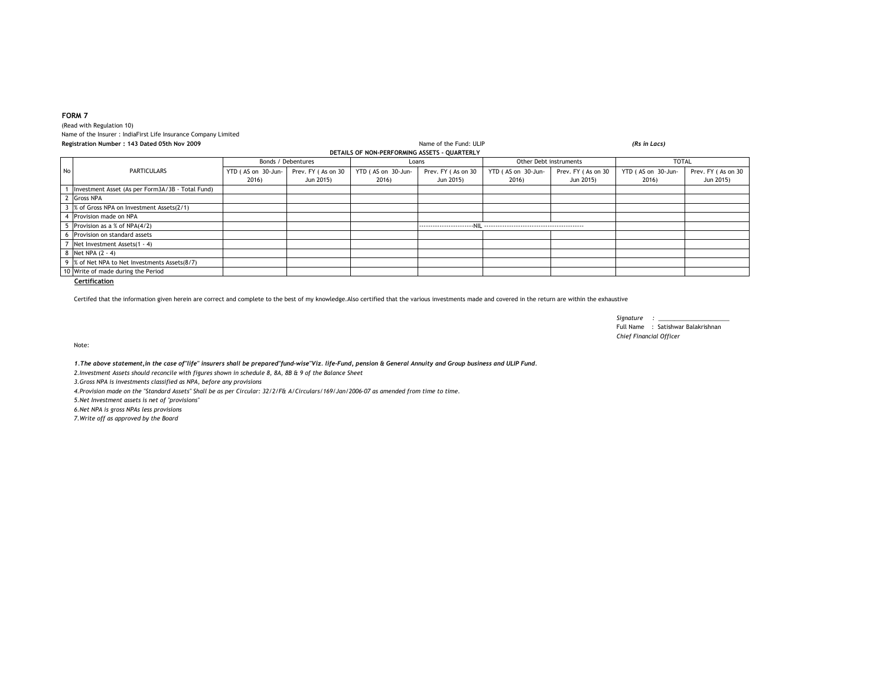**FORM 7**

(Read with Regulation 10)

Name of the Insurer : IndiaFirst Life Insurance Company Limited

**Registration Number : 143 Dated 05th Nov 2009**

Name of the Fund: ULIP

***(Rs in Lacs)***

**DETAILS OF NON-PERFORMING ASSETS - QUARTERLY**

| No | PARTICULARS | Bonds / Debentures | | Loans | | Other Debt instruments | | TOTAL | |
|---|---|---|---|---|---|---|---|---|---|
| | | YTD ( AS on 30-Jun-2016) | Prev. FY ( As on 30 Jun 2015) | YTD ( AS on 30-Jun-2016) | Prev. FY ( As on 30 Jun 2015) | YTD ( AS on 30-Jun-2016) | Prev. FY ( As on 30 Jun 2015) | YTD ( AS on 30-Jun-2016) | Prev. FY ( As on 30 Jun 2015) |
| 1 | Investment Asset (As per Form3A/3B - Total Fund) | | | | | | | | |
| 2 | Gross NPA | | | | | | | | |
| 3 | % of Gross NPA on Investment Assets(2/1) | | | | | | | | |
| 4 | Provision made on NPA | | | | | | | | |
| 5 | Provision as a % of NPA(4/2) | | | | ------------------------NIL | ------------------------------------------- | | | |
| 6 | Provision on standard assets | | | | | | | | |
| 7 | Net Investment Assets(1 - 4) | | | | | | | | |
| 8 | Net NPA (2 - 4) | | | | | | | | |
| 9 | % of Net NPA to Net Investments Assets(8/7) | | | | | | | | |
| 10 | Write of made during the Period | | | | | | | | |

**Certification**

Certifed that the information given herein are correct and complete to the best of my knowledge.Also certified that the various investments made and covered in the return are within the exhaustive

*Signature* : ______________________

Full Name : Satishwar Balakrishnan

*Chief Financial Officer*

Note:

***1.The above statement,in the case of"life" insurers shall be prepared"fund-wise"Viz. life-Fund, pension & General Annuity and Group business and ULIP Fund.***

*2.Investment Assets should reconcile with figures shown in schedule 8, 8A, 8B & 9 of the Balance Sheet*

*3.Gross NPA is investments classified as NPA, before any provisions*

*4.Provision made on the "Standard Assets" Shall be as per Circular: 32/2/F& A/Circulars/169/Jan/2006-07 as amended from time to time.*

*5.Net Investment assets is net of "provisions"*

*6.Net NPA is gross NPAs less provisions*

*7.Write off as approved by the Board*